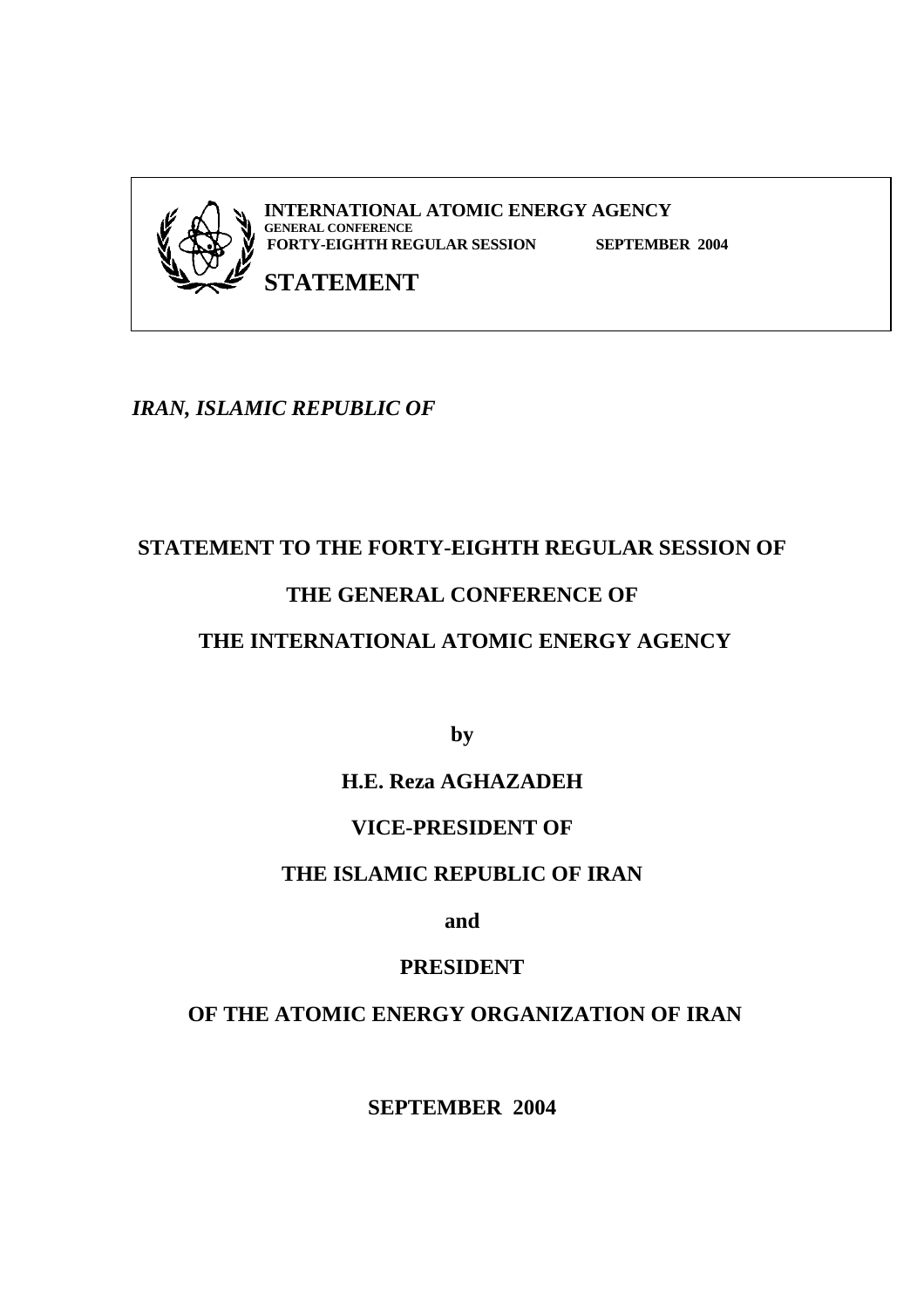**INTERNATIONAL ATOMIC ENERGY AGENCY**
**GENERAL CONFERENCE**
**FORTY-EIGHTH REGULAR SESSION SEPTEMBER 2004**

# STATEMENT

***IRAN, ISLAMIC REPUBLIC OF***

## STATEMENT TO THE FORTY-EIGHTH REGULAR SESSION OF THE GENERAL CONFERENCE OF THE INTERNATIONAL ATOMIC ENERGY AGENCY

**by**

**H.E. Reza AGHAZADEH**

**VICE-PRESIDENT OF**

**THE ISLAMIC REPUBLIC OF IRAN**

**and**

**PRESIDENT**

**OF THE ATOMIC ENERGY ORGANIZATION OF IRAN**

**SEPTEMBER 2004**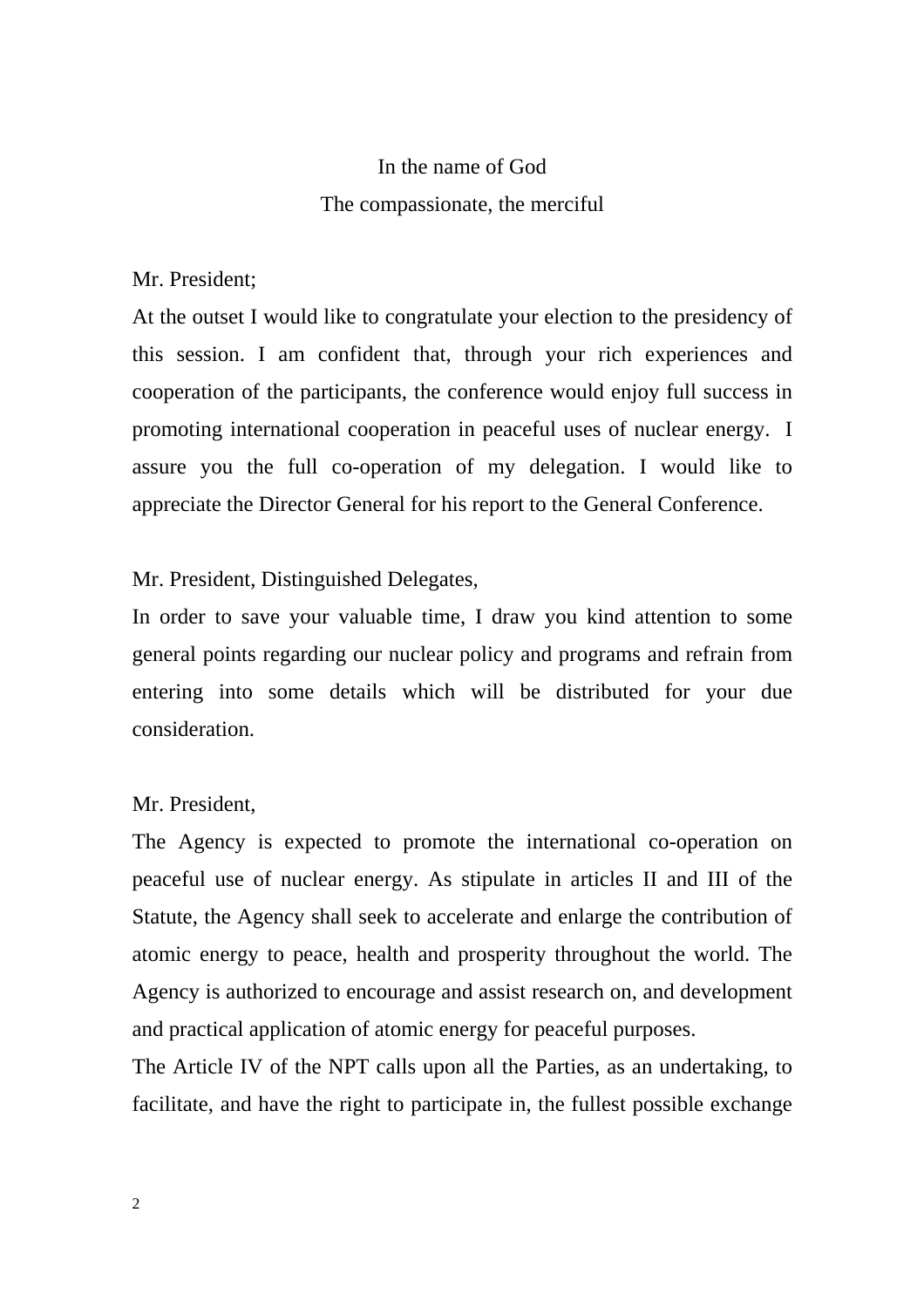In the name of God

The compassionate, the merciful

Mr. President;

At the outset I would like to congratulate your election to the presidency of this session. I am confident that, through your rich experiences and cooperation of the participants, the conference would enjoy full success in promoting international cooperation in peaceful uses of nuclear energy. I assure you the full co-operation of my delegation. I would like to appreciate the Director General for his report to the General Conference.

Mr. President, Distinguished Delegates,

In order to save your valuable time, I draw you kind attention to some general points regarding our nuclear policy and programs and refrain from entering into some details which will be distributed for your due consideration.

Mr. President,

The Agency is expected to promote the international co-operation on peaceful use of nuclear energy. As stipulate in articles II and III of the Statute, the Agency shall seek to accelerate and enlarge the contribution of atomic energy to peace, health and prosperity throughout the world. The Agency is authorized to encourage and assist research on, and development and practical application of atomic energy for peaceful purposes.

The Article IV of the NPT calls upon all the Parties, as an undertaking, to facilitate, and have the right to participate in, the fullest possible exchange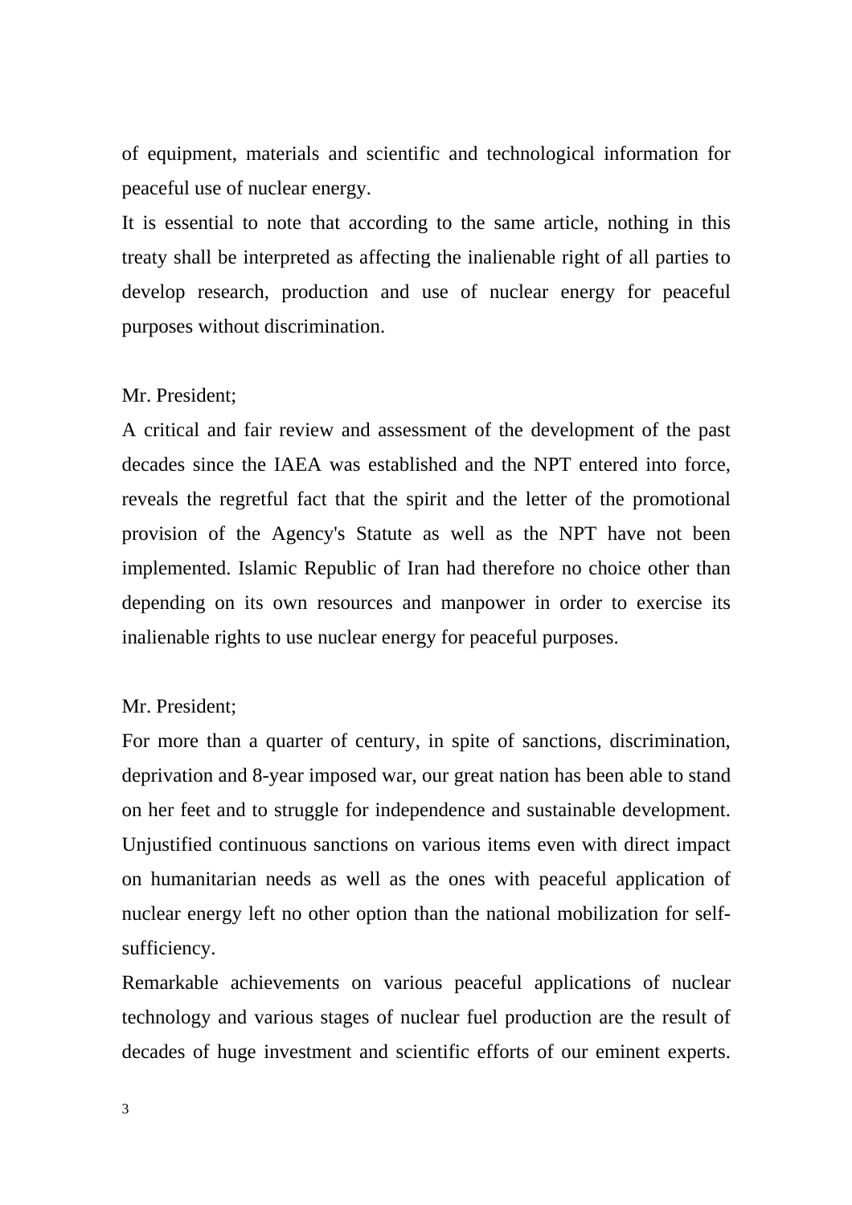of equipment, materials and scientific and technological information for peaceful use of nuclear energy.

It is essential to note that according to the same article, nothing in this treaty shall be interpreted as affecting the inalienable right of all parties to develop research, production and use of nuclear energy for peaceful purposes without discrimination.

Mr. President;

A critical and fair review and assessment of the development of the past decades since the IAEA was established and the NPT entered into force, reveals the regretful fact that the spirit and the letter of the promotional provision of the Agency's Statute as well as the NPT have not been implemented. Islamic Republic of Iran had therefore no choice other than depending on its own resources and manpower in order to exercise its inalienable rights to use nuclear energy for peaceful purposes.

Mr. President;

For more than a quarter of century, in spite of sanctions, discrimination, deprivation and 8-year imposed war, our great nation has been able to stand on her feet and to struggle for independence and sustainable development. Unjustified continuous sanctions on various items even with direct impact on humanitarian needs as well as the ones with peaceful application of nuclear energy left no other option than the national mobilization for self-sufficiency.

Remarkable achievements on various peaceful applications of nuclear technology and various stages of nuclear fuel production are the result of decades of huge investment and scientific efforts of our eminent experts.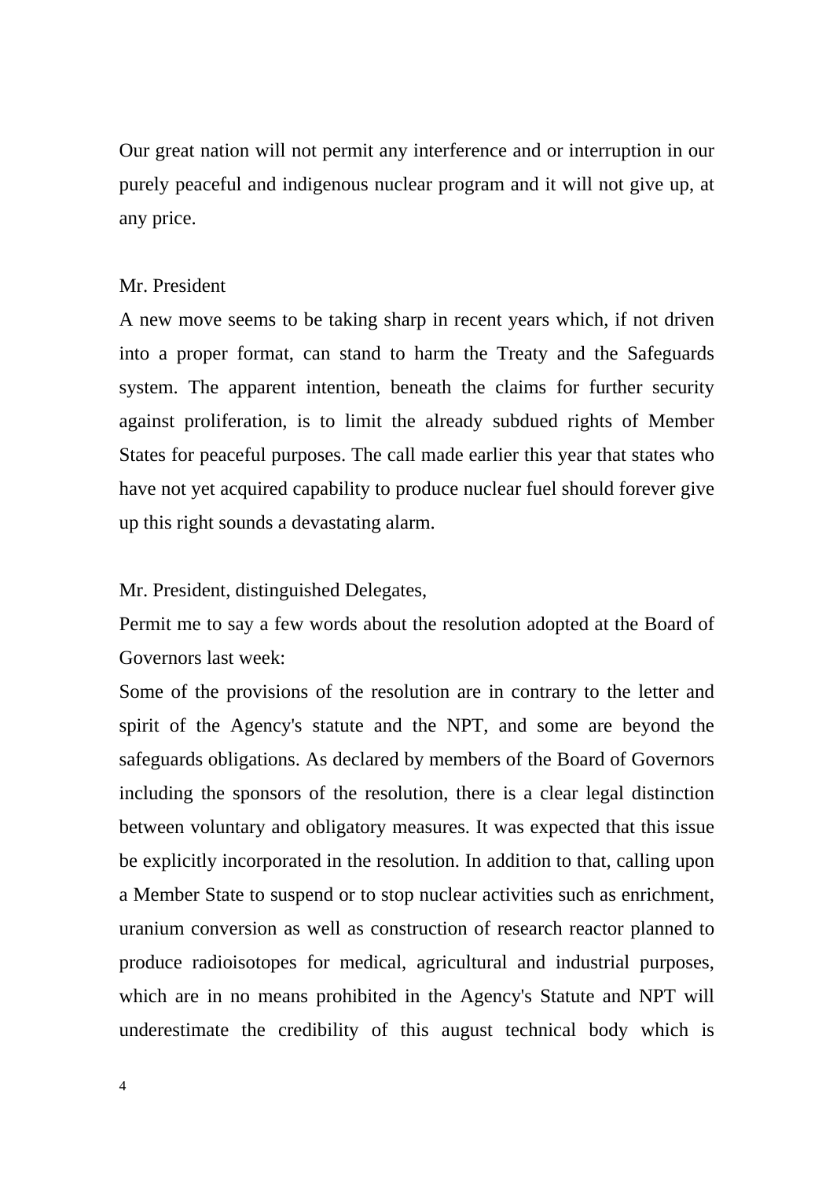Our great nation will not permit any interference and or interruption in our purely peaceful and indigenous nuclear program and it will not give up, at any price.

Mr. President

A new move seems to be taking sharp in recent years which, if not driven into a proper format, can stand to harm the Treaty and the Safeguards system. The apparent intention, beneath the claims for further security against proliferation, is to limit the already subdued rights of Member States for peaceful purposes. The call made earlier this year that states who have not yet acquired capability to produce nuclear fuel should forever give up this right sounds a devastating alarm.

Mr. President, distinguished Delegates,

Permit me to say a few words about the resolution adopted at the Board of Governors last week:

Some of the provisions of the resolution are in contrary to the letter and spirit of the Agency's statute and the NPT, and some are beyond the safeguards obligations. As declared by members of the Board of Governors including the sponsors of the resolution, there is a clear legal distinction between voluntary and obligatory measures. It was expected that this issue be explicitly incorporated in the resolution. In addition to that, calling upon a Member State to suspend or to stop nuclear activities such as enrichment, uranium conversion as well as construction of research reactor planned to produce radioisotopes for medical, agricultural and industrial purposes, which are in no means prohibited in the Agency's Statute and NPT will underestimate the credibility of this august technical body which is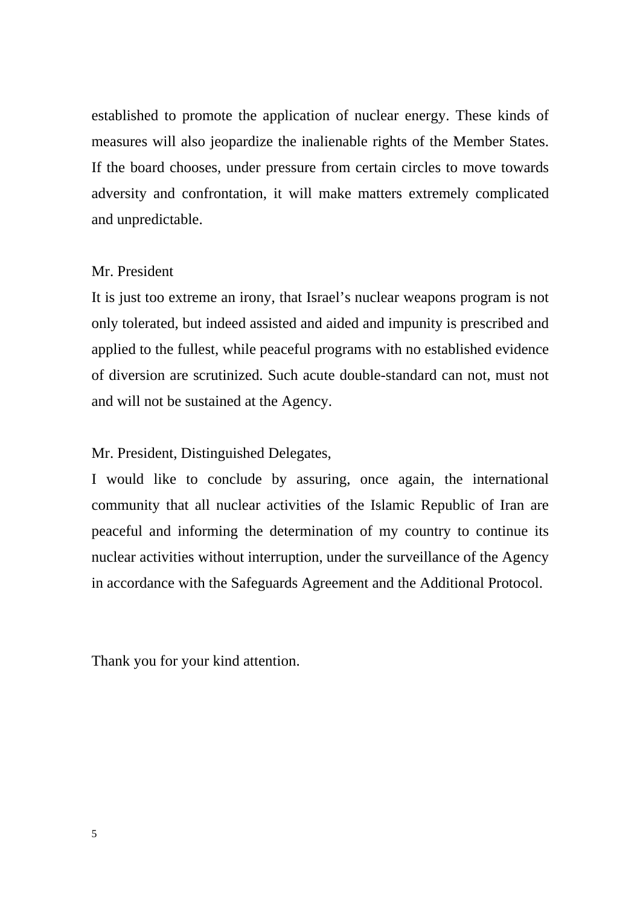established to promote the application of nuclear energy. These kinds of measures will also jeopardize the inalienable rights of the Member States. If the board chooses, under pressure from certain circles to move towards adversity and confrontation, it will make matters extremely complicated and unpredictable.

Mr. President

It is just too extreme an irony, that Israel's nuclear weapons program is not only tolerated, but indeed assisted and aided and impunity is prescribed and applied to the fullest, while peaceful programs with no established evidence of diversion are scrutinized. Such acute double-standard can not, must not and will not be sustained at the Agency.

Mr. President, Distinguished Delegates,

I would like to conclude by assuring, once again, the international community that all nuclear activities of the Islamic Republic of Iran are peaceful and informing the determination of my country to continue its nuclear activities without interruption, under the surveillance of the Agency in accordance with the Safeguards Agreement and the Additional Protocol.

Thank you for your kind attention.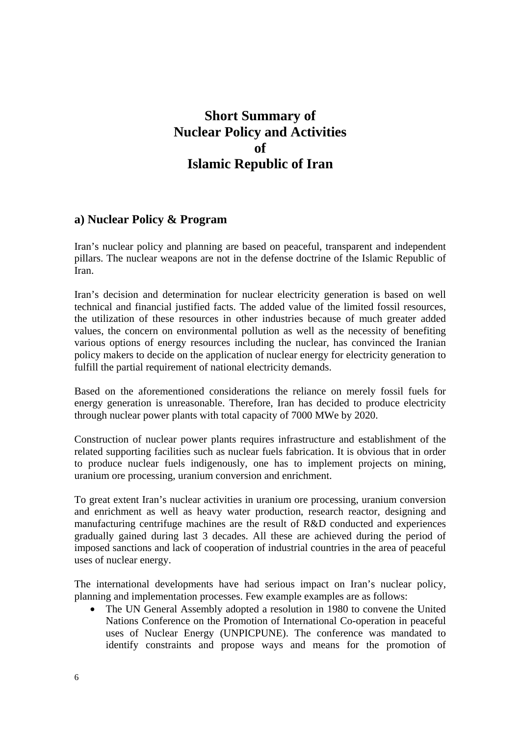# Short Summary of Nuclear Policy and Activities of Islamic Republic of Iran

## a) Nuclear Policy & Program

Iran's nuclear policy and planning are based on peaceful, transparent and independent pillars. The nuclear weapons are not in the defense doctrine of the Islamic Republic of Iran.

Iran's decision and determination for nuclear electricity generation is based on well technical and financial justified facts. The added value of the limited fossil resources, the utilization of these resources in other industries because of much greater added values, the concern on environmental pollution as well as the necessity of benefiting various options of energy resources including the nuclear, has convinced the Iranian policy makers to decide on the application of nuclear energy for electricity generation to fulfill the partial requirement of national electricity demands.

Based on the aforementioned considerations the reliance on merely fossil fuels for energy generation is unreasonable. Therefore, Iran has decided to produce electricity through nuclear power plants with total capacity of 7000 MWe by 2020.

Construction of nuclear power plants requires infrastructure and establishment of the related supporting facilities such as nuclear fuels fabrication. It is obvious that in order to produce nuclear fuels indigenously, one has to implement projects on mining, uranium ore processing, uranium conversion and enrichment.

To great extent Iran's nuclear activities in uranium ore processing, uranium conversion and enrichment as well as heavy water production, research reactor, designing and manufacturing centrifuge machines are the result of R&D conducted and experiences gradually gained during last 3 decades. All these are achieved during the period of imposed sanctions and lack of cooperation of industrial countries in the area of peaceful uses of nuclear energy.

The international developments have had serious impact on Iran's nuclear policy, planning and implementation processes. Few example examples are as follows:

- The UN General Assembly adopted a resolution in 1980 to convene the United Nations Conference on the Promotion of International Co-operation in peaceful uses of Nuclear Energy (UNPICPUNE). The conference was mandated to identify constraints and propose ways and means for the promotion of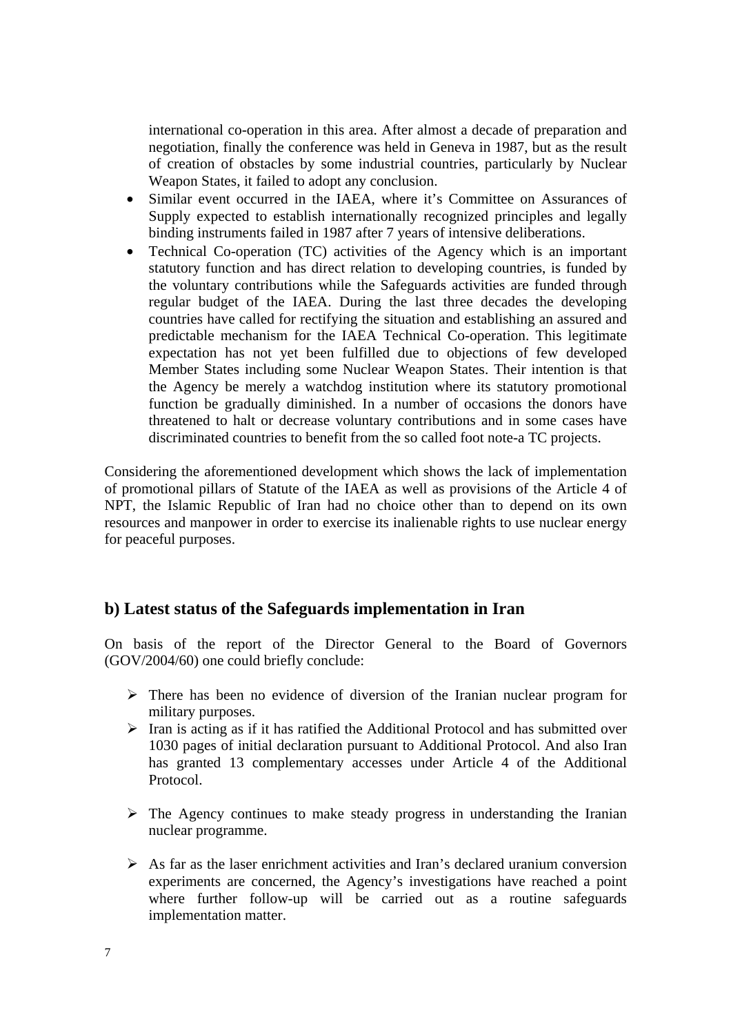international co-operation in this area. After almost a decade of preparation and negotiation, finally the conference was held in Geneva in 1987, but as the result of creation of obstacles by some industrial countries, particularly by Nuclear Weapon States, it failed to adopt any conclusion.

- Similar event occurred in the IAEA, where it's Committee on Assurances of Supply expected to establish internationally recognized principles and legally binding instruments failed in 1987 after 7 years of intensive deliberations.
- Technical Co-operation (TC) activities of the Agency which is an important statutory function and has direct relation to developing countries, is funded by the voluntary contributions while the Safeguards activities are funded through regular budget of the IAEA. During the last three decades the developing countries have called for rectifying the situation and establishing an assured and predictable mechanism for the IAEA Technical Co-operation. This legitimate expectation has not yet been fulfilled due to objections of few developed Member States including some Nuclear Weapon States. Their intention is that the Agency be merely a watchdog institution where its statutory promotional function be gradually diminished. In a number of occasions the donors have threatened to halt or decrease voluntary contributions and in some cases have discriminated countries to benefit from the so called foot note-a TC projects.

Considering the aforementioned development which shows the lack of implementation of promotional pillars of Statute of the IAEA as well as provisions of the Article 4 of NPT, the Islamic Republic of Iran had no choice other than to depend on its own resources and manpower in order to exercise its inalienable rights to use nuclear energy for peaceful purposes.

## b) Latest status of the Safeguards implementation in Iran

On basis of the report of the Director General to the Board of Governors (GOV/2004/60) one could briefly conclude:

- There has been no evidence of diversion of the Iranian nuclear program for military purposes.
- Iran is acting as if it has ratified the Additional Protocol and has submitted over 1030 pages of initial declaration pursuant to Additional Protocol. And also Iran has granted 13 complementary accesses under Article 4 of the Additional Protocol.
- The Agency continues to make steady progress in understanding the Iranian nuclear programme.
- As far as the laser enrichment activities and Iran's declared uranium conversion experiments are concerned, the Agency's investigations have reached a point where further follow-up will be carried out as a routine safeguards implementation matter.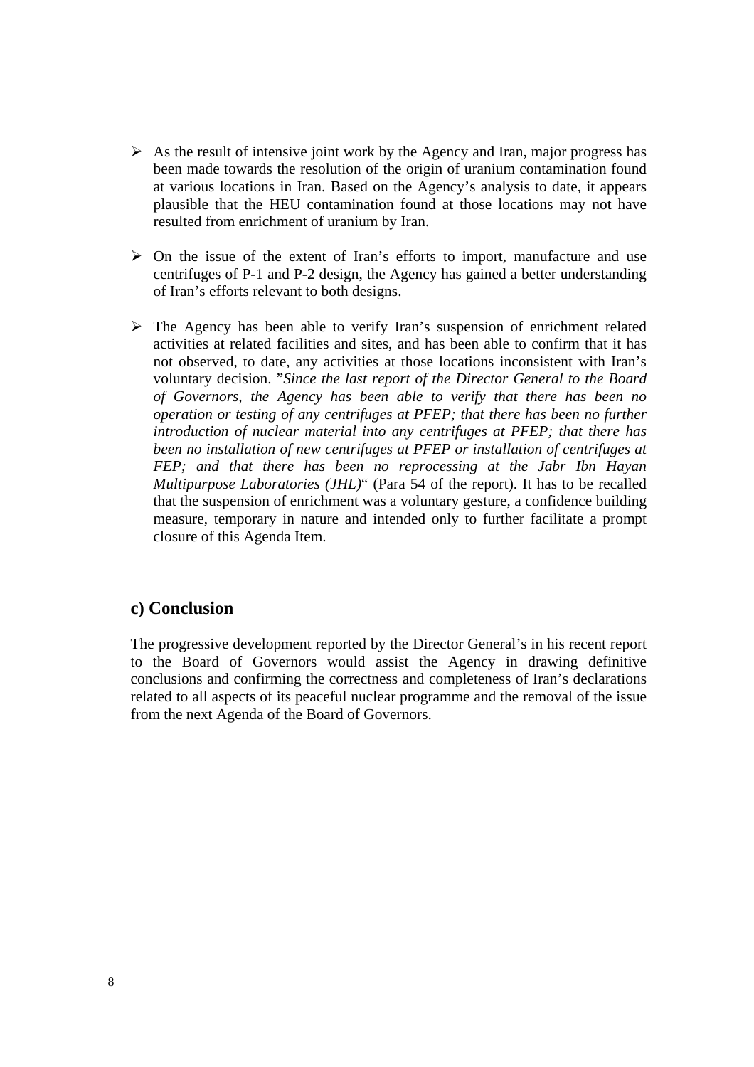- As the result of intensive joint work by the Agency and Iran, major progress has been made towards the resolution of the origin of uranium contamination found at various locations in Iran. Based on the Agency's analysis to date, it appears plausible that the HEU contamination found at those locations may not have resulted from enrichment of uranium by Iran.

- On the issue of the extent of Iran's efforts to import, manufacture and use centrifuges of P-1 and P-2 design, the Agency has gained a better understanding of Iran's efforts relevant to both designs.

- The Agency has been able to verify Iran's suspension of enrichment related activities at related facilities and sites, and has been able to confirm that it has not observed, to date, any activities at those locations inconsistent with Iran's voluntary decision. "*Since the last report of the Director General to the Board of Governors, the Agency has been able to verify that there has been no operation or testing of any centrifuges at PFEP; that there has been no further introduction of nuclear material into any centrifuges at PFEP; that there has been no installation of new centrifuges at PFEP or installation of centrifuges at FEP; and that there has been no reprocessing at the Jabr Ibn Hayan Multipurpose Laboratories (JHL)*" (Para 54 of the report). It has to be recalled that the suspension of enrichment was a voluntary gesture, a confidence building measure, temporary in nature and intended only to further facilitate a prompt closure of this Agenda Item.

## c) Conclusion

The progressive development reported by the Director General's in his recent report to the Board of Governors would assist the Agency in drawing definitive conclusions and confirming the correctness and completeness of Iran's declarations related to all aspects of its peaceful nuclear programme and the removal of the issue from the next Agenda of the Board of Governors.